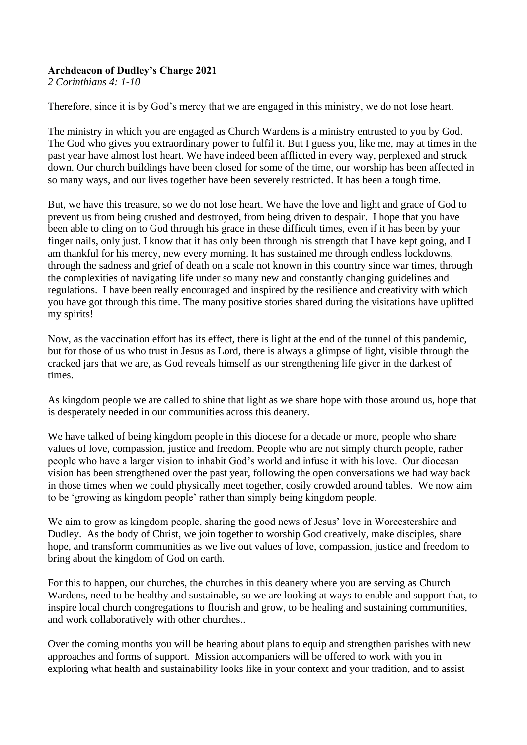**Archdeacon of Dudley's Charge 2021**
*2 Corinthians 4: 1-10*

Therefore, since it is by God's mercy that we are engaged in this ministry, we do not lose heart.

The ministry in which you are engaged as Church Wardens is a ministry entrusted to you by God. The God who gives you extraordinary power to fulfil it. But I guess you, like me, may at times in the past year have almost lost heart. We have indeed been afflicted in every way, perplexed and struck down. Our church buildings have been closed for some of the time, our worship has been affected in so many ways, and our lives together have been severely restricted. It has been a tough time.

But, we have this treasure, so we do not lose heart. We have the love and light and grace of God to prevent us from being crushed and destroyed, from being driven to despair. I hope that you have been able to cling on to God through his grace in these difficult times, even if it has been by your finger nails, only just. I know that it has only been through his strength that I have kept going, and I am thankful for his mercy, new every morning. It has sustained me through endless lockdowns, through the sadness and grief of death on a scale not known in this country since war times, through the complexities of navigating life under so many new and constantly changing guidelines and regulations. I have been really encouraged and inspired by the resilience and creativity with which you have got through this time. The many positive stories shared during the visitations have uplifted my spirits!

Now, as the vaccination effort has its effect, there is light at the end of the tunnel of this pandemic, but for those of us who trust in Jesus as Lord, there is always a glimpse of light, visible through the cracked jars that we are, as God reveals himself as our strengthening life giver in the darkest of times.

As kingdom people we are called to shine that light as we share hope with those around us, hope that is desperately needed in our communities across this deanery.

We have talked of being kingdom people in this diocese for a decade or more, people who share values of love, compassion, justice and freedom. People who are not simply church people, rather people who have a larger vision to inhabit God's world and infuse it with his love. Our diocesan vision has been strengthened over the past year, following the open conversations we had way back in those times when we could physically meet together, cosily crowded around tables. We now aim to be 'growing as kingdom people' rather than simply being kingdom people.

We aim to grow as kingdom people, sharing the good news of Jesus' love in Worcestershire and Dudley. As the body of Christ, we join together to worship God creatively, make disciples, share hope, and transform communities as we live out values of love, compassion, justice and freedom to bring about the kingdom of God on earth.

For this to happen, our churches, the churches in this deanery where you are serving as Church Wardens, need to be healthy and sustainable, so we are looking at ways to enable and support that, to inspire local church congregations to flourish and grow, to be healing and sustaining communities, and work collaboratively with other churches..

Over the coming months you will be hearing about plans to equip and strengthen parishes with new approaches and forms of support. Mission accompaniers will be offered to work with you in exploring what health and sustainability looks like in your context and your tradition, and to assist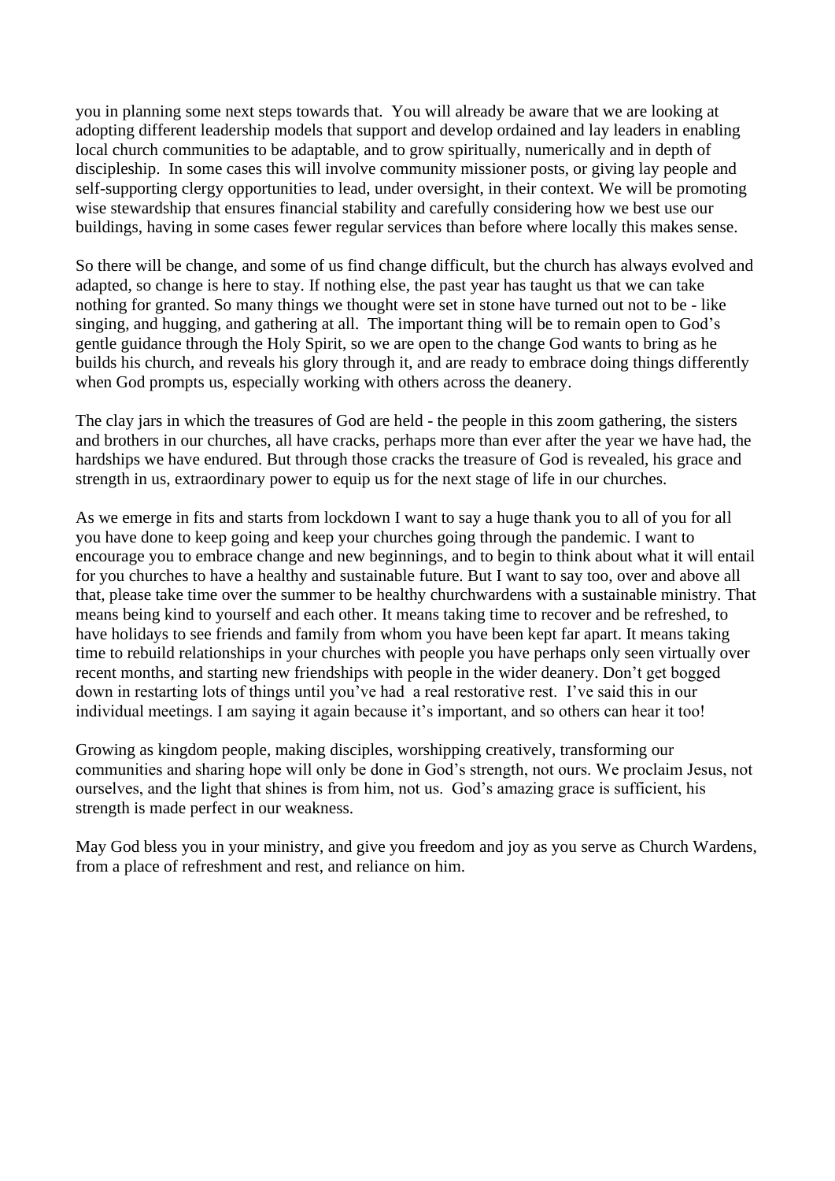you in planning some next steps towards that. You will already be aware that we are looking at adopting different leadership models that support and develop ordained and lay leaders in enabling local church communities to be adaptable, and to grow spiritually, numerically and in depth of discipleship. In some cases this will involve community missioner posts, or giving lay people and self-supporting clergy opportunities to lead, under oversight, in their context. We will be promoting wise stewardship that ensures financial stability and carefully considering how we best use our buildings, having in some cases fewer regular services than before where locally this makes sense.

So there will be change, and some of us find change difficult, but the church has always evolved and adapted, so change is here to stay. If nothing else, the past year has taught us that we can take nothing for granted. So many things we thought were set in stone have turned out not to be - like singing, and hugging, and gathering at all. The important thing will be to remain open to God's gentle guidance through the Holy Spirit, so we are open to the change God wants to bring as he builds his church, and reveals his glory through it, and are ready to embrace doing things differently when God prompts us, especially working with others across the deanery.

The clay jars in which the treasures of God are held - the people in this zoom gathering, the sisters and brothers in our churches, all have cracks, perhaps more than ever after the year we have had, the hardships we have endured. But through those cracks the treasure of God is revealed, his grace and strength in us, extraordinary power to equip us for the next stage of life in our churches.

As we emerge in fits and starts from lockdown I want to say a huge thank you to all of you for all you have done to keep going and keep your churches going through the pandemic. I want to encourage you to embrace change and new beginnings, and to begin to think about what it will entail for you churches to have a healthy and sustainable future. But I want to say too, over and above all that, please take time over the summer to be healthy churchwardens with a sustainable ministry. That means being kind to yourself and each other. It means taking time to recover and be refreshed, to have holidays to see friends and family from whom you have been kept far apart. It means taking time to rebuild relationships in your churches with people you have perhaps only seen virtually over recent months, and starting new friendships with people in the wider deanery. Don't get bogged down in restarting lots of things until you've had a real restorative rest. I've said this in our individual meetings. I am saying it again because it's important, and so others can hear it too!

Growing as kingdom people, making disciples, worshipping creatively, transforming our communities and sharing hope will only be done in God's strength, not ours. We proclaim Jesus, not ourselves, and the light that shines is from him, not us. God's amazing grace is sufficient, his strength is made perfect in our weakness.

May God bless you in your ministry, and give you freedom and joy as you serve as Church Wardens, from a place of refreshment and rest, and reliance on him.